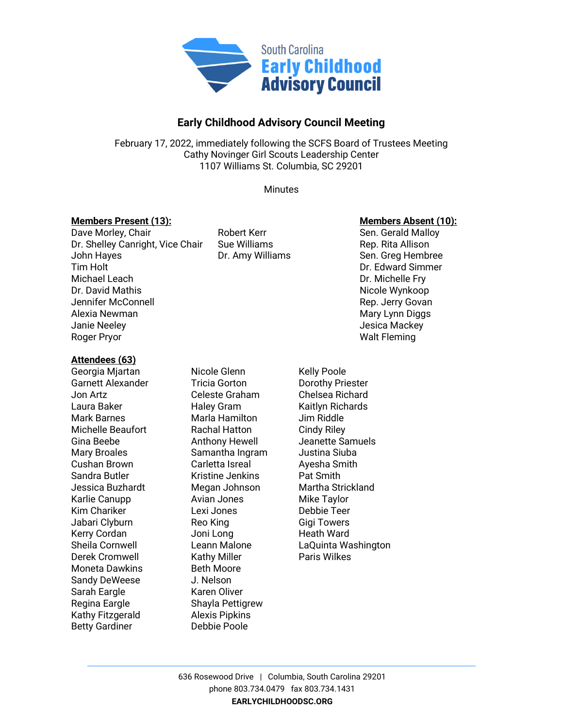South Carolina
**Early Childhood Advisory Council**

## Early Childhood Advisory Council Meeting

February 17, 2022, immediately following the SCFS Board of Trustees Meeting
Cathy Novinger Girl Scouts Leadership Center
1107 Williams St. Columbia, SC 29201

Minutes

**Members Present (13):**
Dave Morley, Chair
Dr. Shelley Canright, Vice Chair
John Hayes
Tim Holt
Michael Leach
Dr. David Mathis
Jennifer McConnell
Alexia Newman
Janie Neeley
Roger Pryor
Robert Kerr
Sue Williams
Dr. Amy Williams

**Members Absent (10):**
Sen. Gerald Malloy
Rep. Rita Allison
Sen. Greg Hembree
Dr. Edward Simmer
Dr. Michelle Fry
Nicole Wynkoop
Rep. Jerry Govan
Mary Lynn Diggs
Jesica Mackey
Walt Fleming

**Attendees (63)**
Georgia Mjartan
Garnett Alexander
Jon Artz
Laura Baker
Mark Barnes
Michelle Beaufort
Gina Beebe
Mary Broales
Cushan Brown
Sandra Butler
Jessica Buzhardt
Karlie Canupp
Kim Chariker
Jabari Clyburn
Kerry Cordan
Sheila Cornwell
Derek Cromwell
Moneta Dawkins
Sandy DeWeese
Sarah Eargle
Regina Eargle
Kathy Fitzgerald
Betty Gardiner
Nicole Glenn
Tricia Gorton
Celeste Graham
Haley Gram
Marla Hamilton
Rachal Hatton
Anthony Hewell
Samantha Ingram
Carletta Isreal
Kristine Jenkins
Megan Johnson
Avian Jones
Lexi Jones
Reo King
Joni Long
Leann Malone
Kathy Miller
Beth Moore
J. Nelson
Karen Oliver
Shayla Pettigrew
Alexis Pipkins
Debbie Poole
Kelly Poole
Dorothy Priester
Chelsea Richard
Kaitlyn Richards
Jim Riddle
Cindy Riley
Jeanette Samuels
Justina Siuba
Ayesha Smith
Pat Smith
Martha Strickland
Mike Taylor
Debbie Teer
Gigi Towers
Heath Ward
LaQuinta Washington
Paris Wilkes

636 Rosewood Drive | Columbia, South Carolina 29201
phone 803.734.0479 fax 803.734.1431
**EARLYCHILDHOODSC.ORG**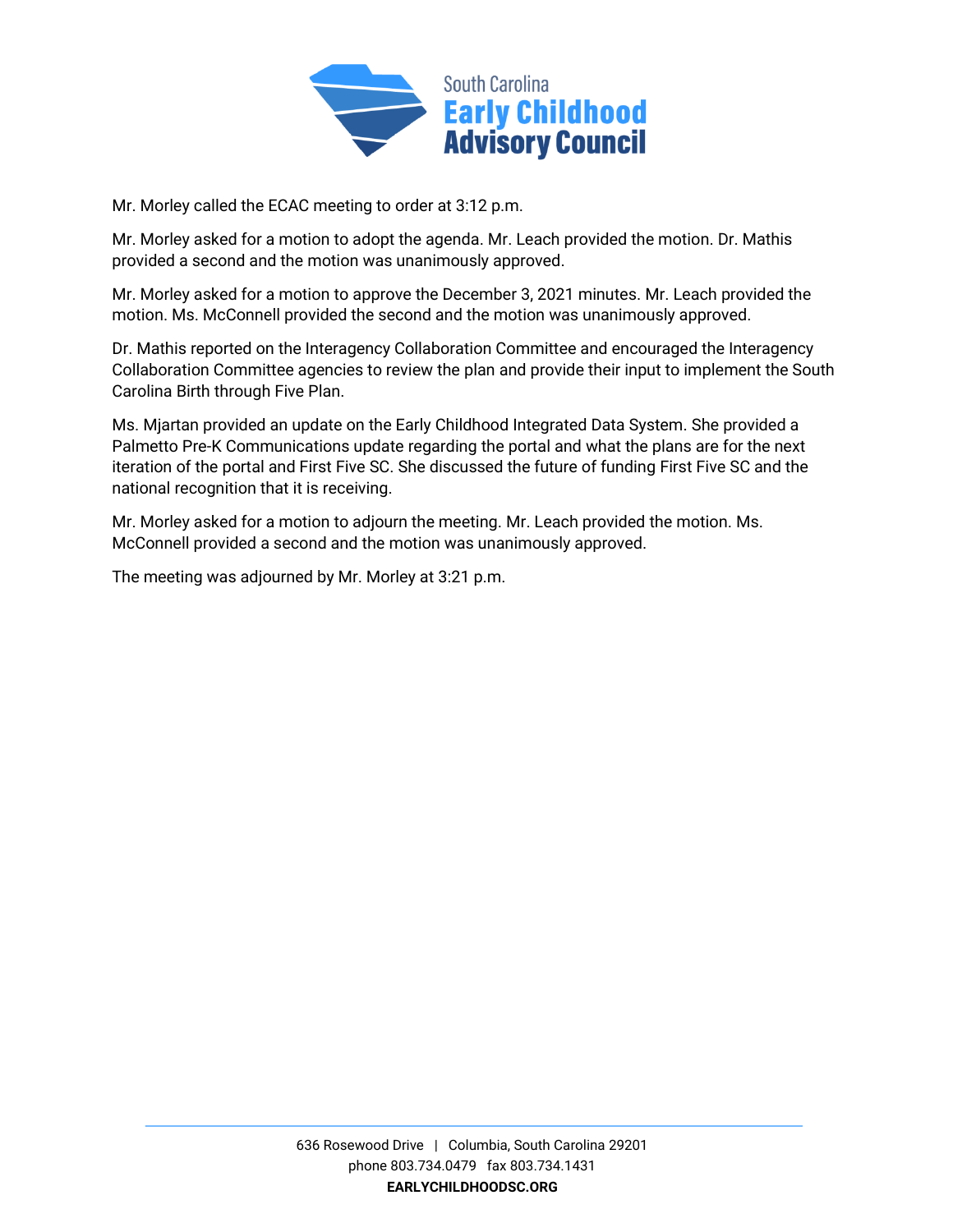Mr. Morley called the ECAC meeting to order at 3:12 p.m.

Mr. Morley asked for a motion to adopt the agenda. Mr. Leach provided the motion. Dr. Mathis provided a second and the motion was unanimously approved.

Mr. Morley asked for a motion to approve the December 3, 2021 minutes. Mr. Leach provided the motion. Ms. McConnell provided the second and the motion was unanimously approved.

Dr. Mathis reported on the Interagency Collaboration Committee and encouraged the Interagency Collaboration Committee agencies to review the plan and provide their input to implement the South Carolina Birth through Five Plan.

Ms. Mjartan provided an update on the Early Childhood Integrated Data System. She provided a Palmetto Pre-K Communications update regarding the portal and what the plans are for the next iteration of the portal and First Five SC. She discussed the future of funding First Five SC and the national recognition that it is receiving.

Mr. Morley asked for a motion to adjourn the meeting. Mr. Leach provided the motion. Ms. McConnell provided a second and the motion was unanimously approved.

The meeting was adjourned by Mr. Morley at 3:21 p.m.